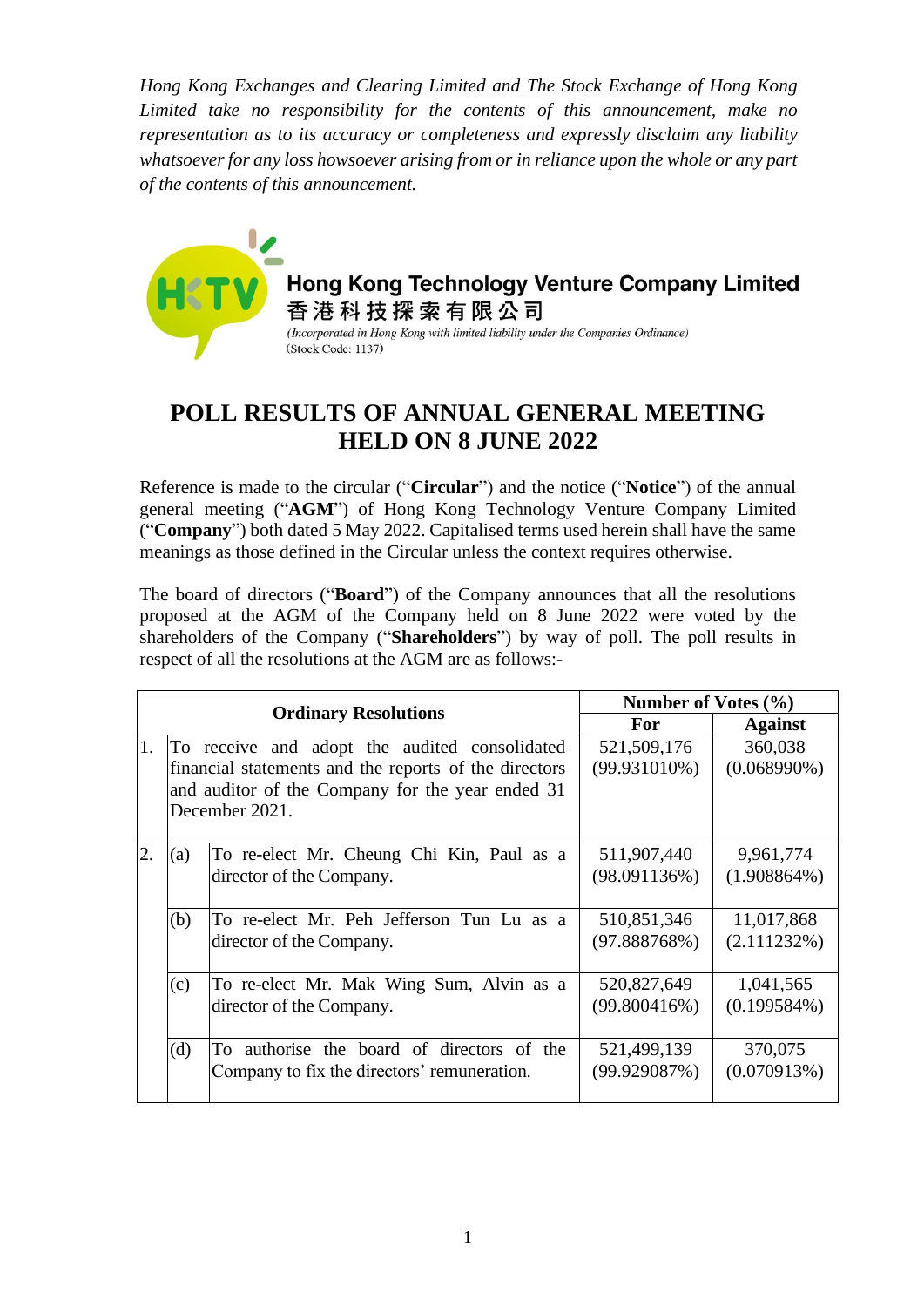*Hong Kong Exchanges and Clearing Limited and The Stock Exchange of Hong Kong Limited take no responsibility for the contents of this announcement, make no representation as to its accuracy or completeness and expressly disclaim any liability whatsoever for any loss howsoever arising from or in reliance upon the whole or any part of the contents of this announcement.*

**Hong Kong Technology Venture Company Limited**
**香港科技探索有限公司**
*(Incorporated in Hong Kong with limited liability under the Companies Ordinance)*
(Stock Code: 1137)

# POLL RESULTS OF ANNUAL GENERAL MEETING HELD ON 8 JUNE 2022

Reference is made to the circular ("**Circular**") and the notice ("**Notice**") of the annual general meeting ("**AGM**") of Hong Kong Technology Venture Company Limited ("**Company**") both dated 5 May 2022. Capitalised terms used herein shall have the same meanings as those defined in the Circular unless the context requires otherwise.

The board of directors ("**Board**") of the Company announces that all the resolutions proposed at the AGM of the Company held on 8 June 2022 were voted by the shareholders of the Company ("**Shareholders**") by way of poll. The poll results in respect of all the resolutions at the AGM are as follows:-

| Ordinary Resolutions | | | Number of Votes (%) | |
|---|---|---|---|---|
| | | | **For** | **Against** |
| 1. | To receive and adopt the audited consolidated financial statements and the reports of the directors and auditor of the Company for the year ended 31 December 2021. | | 521,509,176 (99.931010%) | 360,038 (0.068990%) |
| 2. | (a) | To re-elect Mr. Cheung Chi Kin, Paul as a director of the Company. | 511,907,440 (98.091136%) | 9,961,774 (1.908864%) |
| | (b) | To re-elect Mr. Peh Jefferson Tun Lu as a director of the Company. | 510,851,346 (97.888768%) | 11,017,868 (2.111232%) |
| | (c) | To re-elect Mr. Mak Wing Sum, Alvin as a director of the Company. | 520,827,649 (99.800416%) | 1,041,565 (0.199584%) |
| | (d) | To authorise the board of directors of the Company to fix the directors' remuneration. | 521,499,139 (99.929087%) | 370,075 (0.070913%) |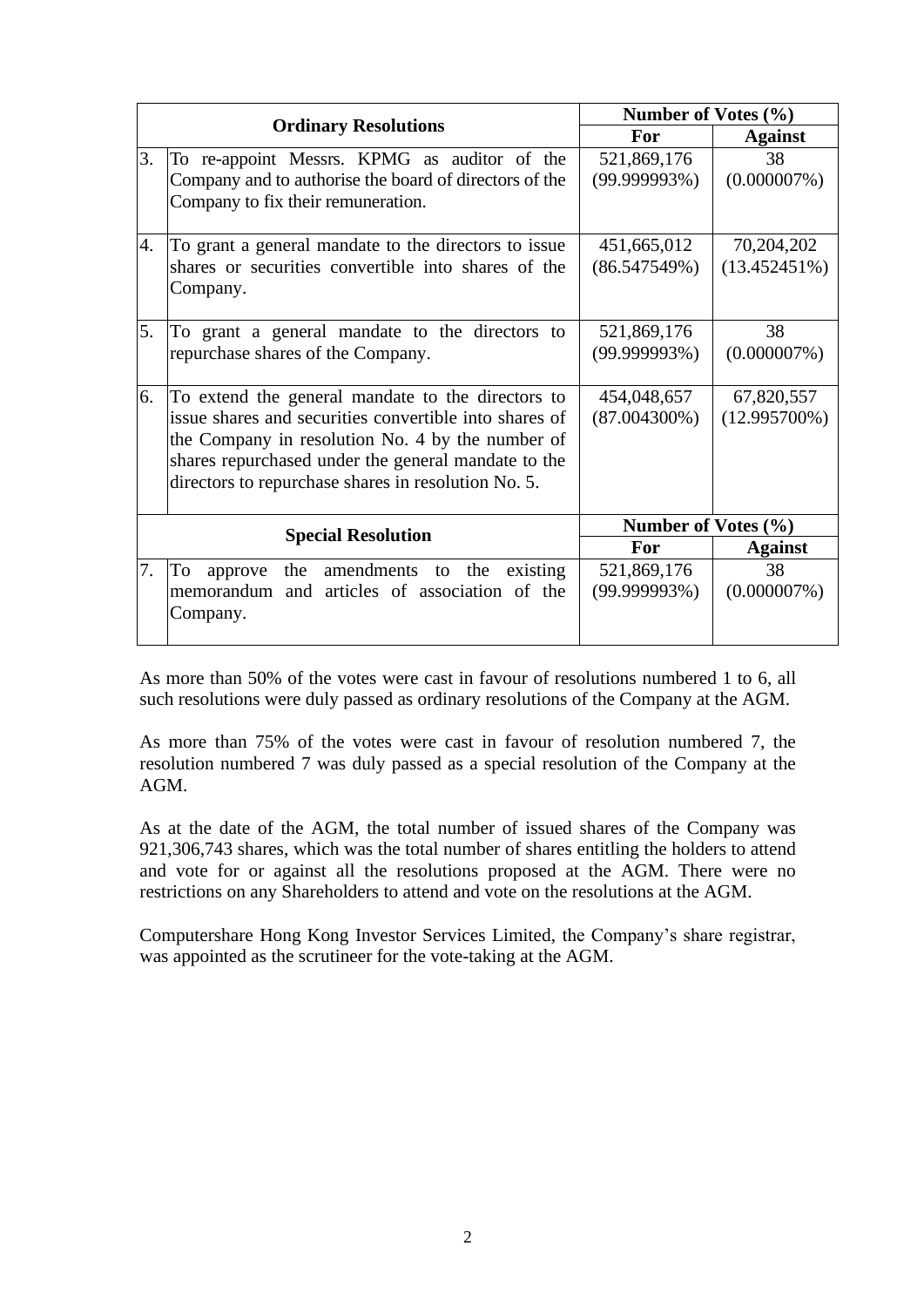| | Ordinary Resolutions | Number of Votes (%) | |
|---|---|---|---|
| | | **For** | **Against** |
| 3. | To re-appoint Messrs. KPMG as auditor of the Company and to authorise the board of directors of the Company to fix their remuneration. | 521,869,176 (99.999993%) | 38 (0.000007%) |
| 4. | To grant a general mandate to the directors to issue shares or securities convertible into shares of the Company. | 451,665,012 (86.547549%) | 70,204,202 (13.452451%) |
| 5. | To grant a general mandate to the directors to repurchase shares of the Company. | 521,869,176 (99.999993%) | 38 (0.000007%) |
| 6. | To extend the general mandate to the directors to issue shares and securities convertible into shares of the Company in resolution No. 4 by the number of shares repurchased under the general mandate to the directors to repurchase shares in resolution No. 5. | 454,048,657 (87.004300%) | 67,820,557 (12.995700%) |
| | **Special Resolution** | **Number of Votes (%)** | |
| | | **For** | **Against** |
| 7. | To approve the amendments to the existing memorandum and articles of association of the Company. | 521,869,176 (99.999993%) | 38 (0.000007%) |

As more than 50% of the votes were cast in favour of resolutions numbered 1 to 6, all such resolutions were duly passed as ordinary resolutions of the Company at the AGM.

As more than 75% of the votes were cast in favour of resolution numbered 7, the resolution numbered 7 was duly passed as a special resolution of the Company at the AGM.

As at the date of the AGM, the total number of issued shares of the Company was 921,306,743 shares, which was the total number of shares entitling the holders to attend and vote for or against all the resolutions proposed at the AGM. There were no restrictions on any Shareholders to attend and vote on the resolutions at the AGM.

Computershare Hong Kong Investor Services Limited, the Company's share registrar, was appointed as the scrutineer for the vote-taking at the AGM.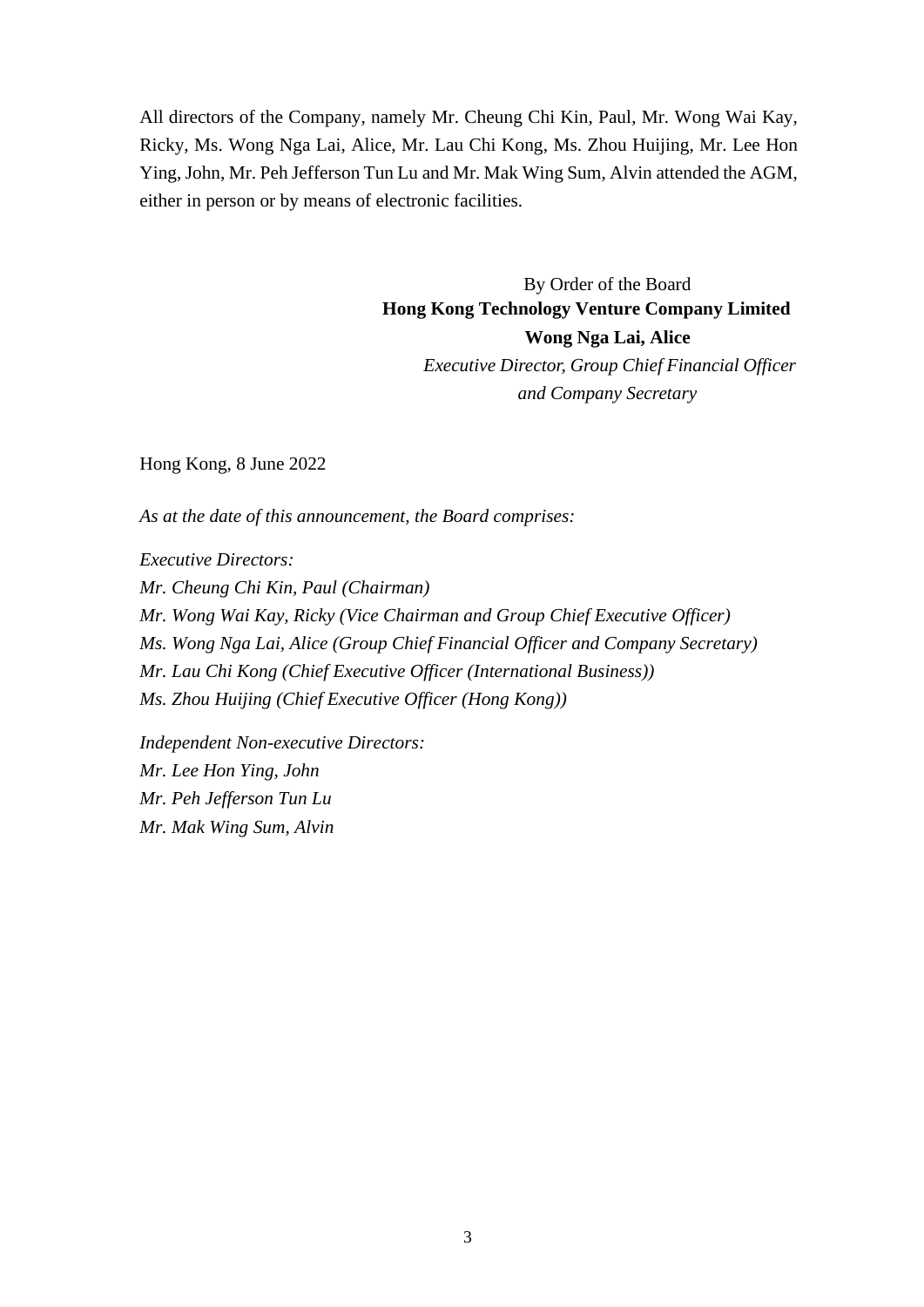All directors of the Company, namely Mr. Cheung Chi Kin, Paul, Mr. Wong Wai Kay, Ricky, Ms. Wong Nga Lai, Alice, Mr. Lau Chi Kong, Ms. Zhou Huijing, Mr. Lee Hon Ying, John, Mr. Peh Jefferson Tun Lu and Mr. Mak Wing Sum, Alvin attended the AGM, either in person or by means of electronic facilities.

By Order of the Board
**Hong Kong Technology Venture Company Limited**
**Wong Nga Lai, Alice**
*Executive Director, Group Chief Financial Officer and Company Secretary*

Hong Kong, 8 June 2022

*As at the date of this announcement, the Board comprises:*

*Executive Directors:*
*Mr. Cheung Chi Kin, Paul (Chairman)*
*Mr. Wong Wai Kay, Ricky (Vice Chairman and Group Chief Executive Officer)*
*Ms. Wong Nga Lai, Alice (Group Chief Financial Officer and Company Secretary)*
*Mr. Lau Chi Kong (Chief Executive Officer (International Business))*
*Ms. Zhou Huijing (Chief Executive Officer (Hong Kong))*

*Independent Non-executive Directors:*
*Mr. Lee Hon Ying, John*
*Mr. Peh Jefferson Tun Lu*
*Mr. Mak Wing Sum, Alvin*